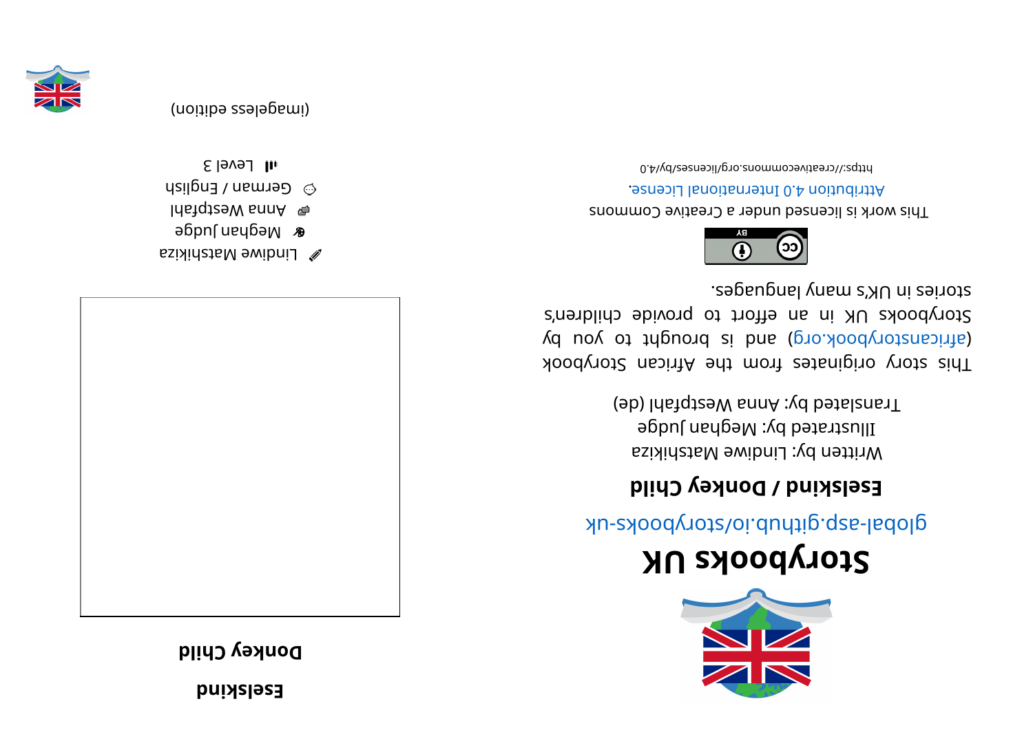# Storybooks UK

global-asp.github.io/storybooks-uk

## Eselskind / Donkey Child

Written by: Lindiwe Matshikiza
Illustrated by: Meghan Judge
Translated by: Anna Westpfahl (de)

This story originates from the African Storybook (africanstorybook.org) and is brought to you by Storybooks UK in an effort to provide children's stories in UK's many languages.

This work is licensed under a Creative Commons Attribution 4.0 International License.

https://creativecommons.org/licenses/by/4.0

**Eselskind**

**Donkey Child**

Lindiwe Matshikiza
Meghan Judge
Anna Westpfahl
German / English
Level 3

(imageless edition)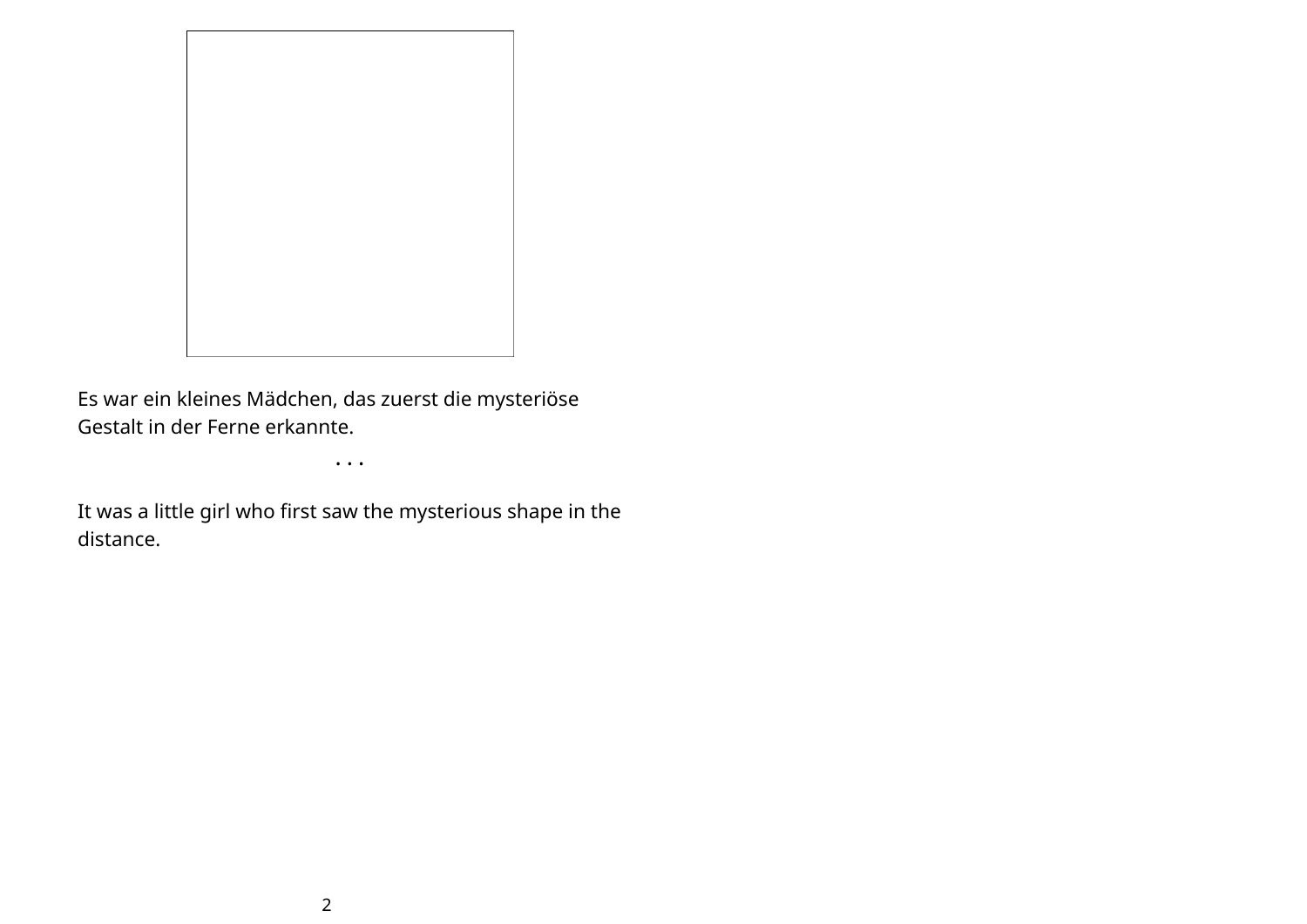Es war ein kleines Mädchen, das zuerst die mysteriöse Gestalt in der Ferne erkannte.

. . .

It was a little girl who first saw the mysterious shape in the distance.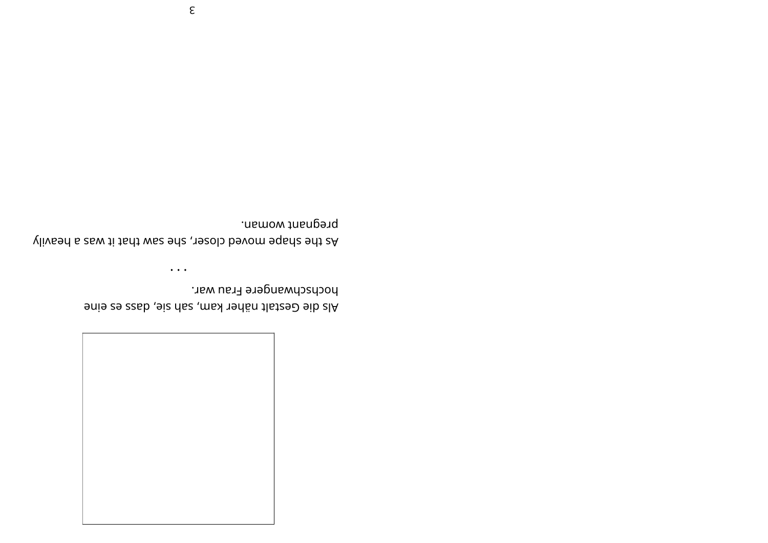Als die Gestalt näher kam, sah sie, dass es eine hochschwangere Frau war.

. . .

As the shape moved closer, she saw that it was a heavily pregnant woman.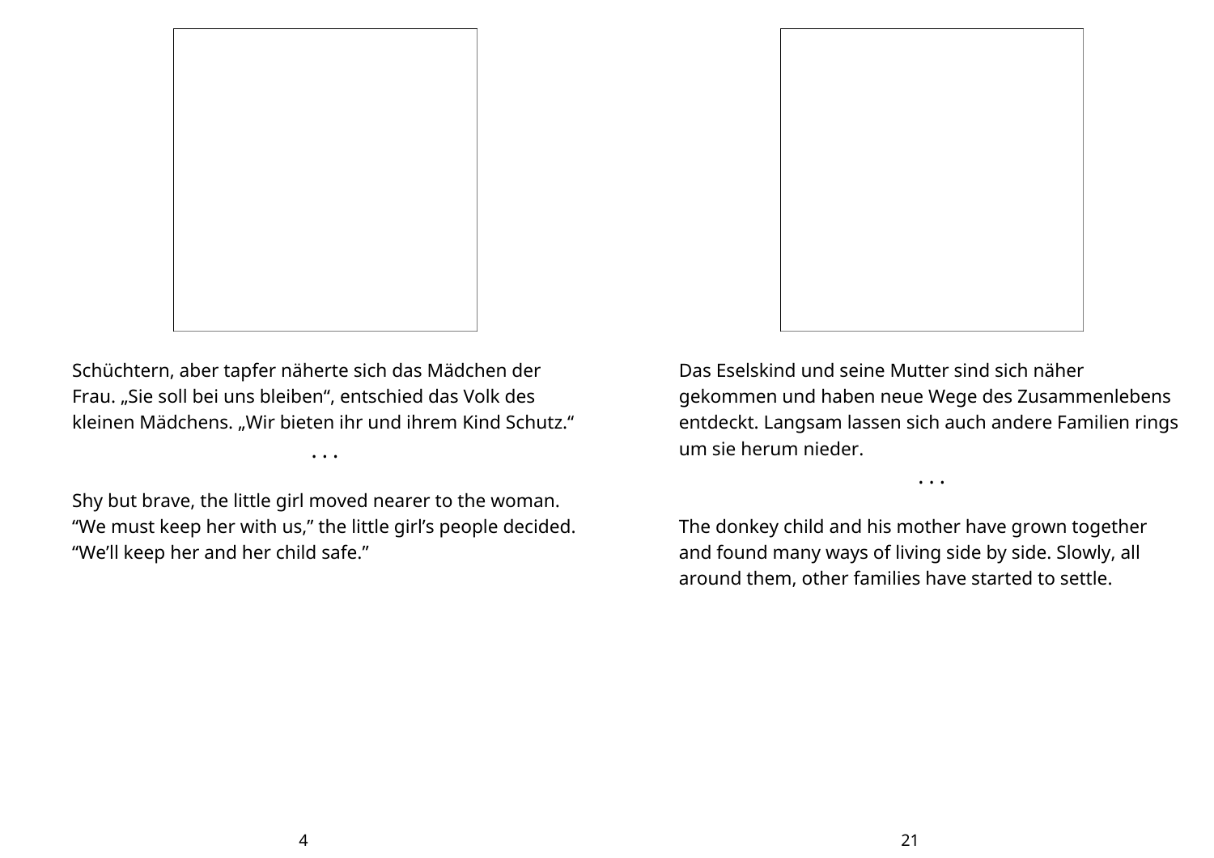Schüchtern, aber tapfer näherte sich das Mädchen der Frau. „Sie soll bei uns bleiben“, entschied das Volk des kleinen Mädchens. „Wir bieten ihr und ihrem Kind Schutz.“

. . .

Shy but brave, the little girl moved nearer to the woman. “We must keep her with us,” the little girl’s people decided. “We’ll keep her and her child safe.”

Das Eselskind und seine Mutter sind sich näher gekommen und haben neue Wege des Zusammenlebens entdeckt. Langsam lassen sich auch andere Familien rings um sie herum nieder.

. . .

The donkey child and his mother have grown together and found many ways of living side by side. Slowly, all around them, other families have started to settle.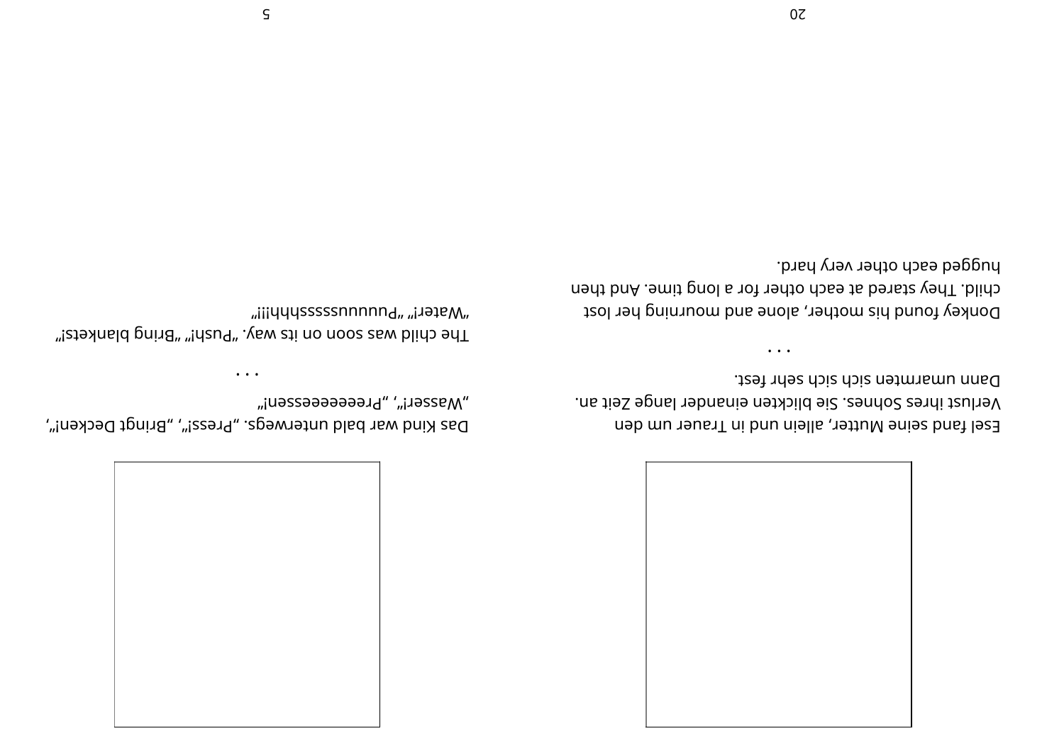Esel fand seine Mutter, allein und in Trauer um den Verlust ihres Sohnes. Sie blickten einander lange Zeit an. Dann umarmten sich sich sehr fest.

. . .

Donkey found his mother, alone and mourning her lost child. They stared at each other for a long time. And then hugged each other very hard.

Das Kind war bald unterwegs. „Press!“, „Bringt Decken!“, „Wasser!“, „Preeeeeessen!“

. . .

The child was soon on its way. “Push!” “Bring blankets!” “Water!” “Puuuussssshhh!!!”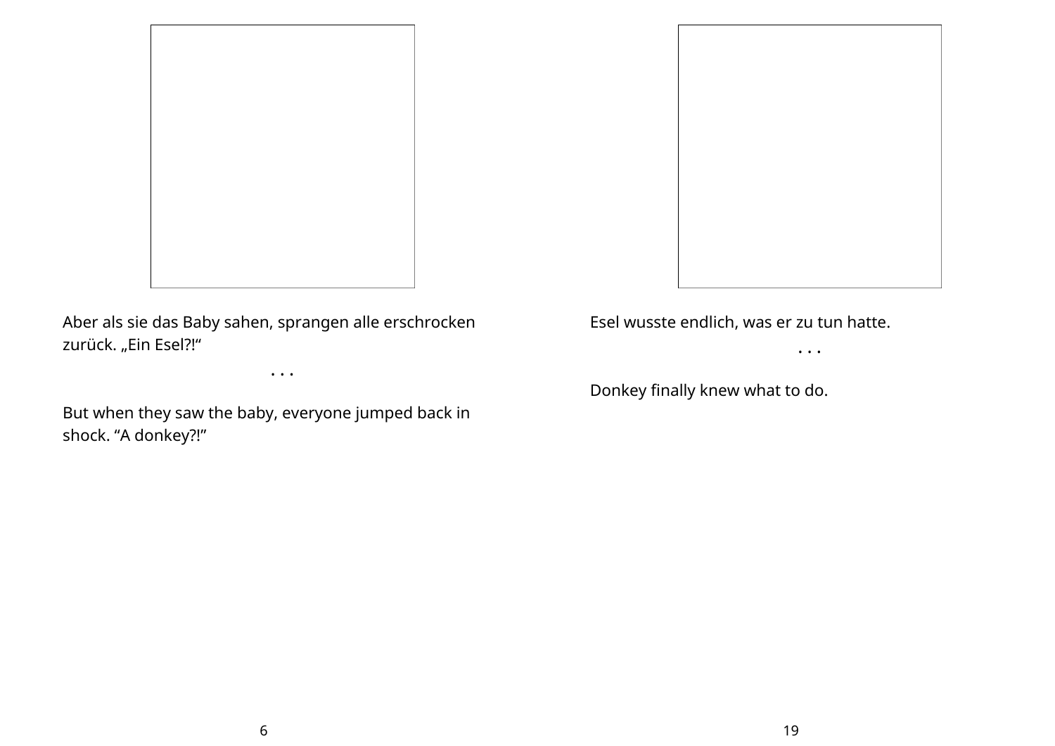Aber als sie das Baby sahen, sprangen alle erschrocken zurück. „Ein Esel?!“

. . .

But when they saw the baby, everyone jumped back in shock. “A donkey?!”

Esel wusste endlich, was er zu tun hatte.

. . .

Donkey finally knew what to do.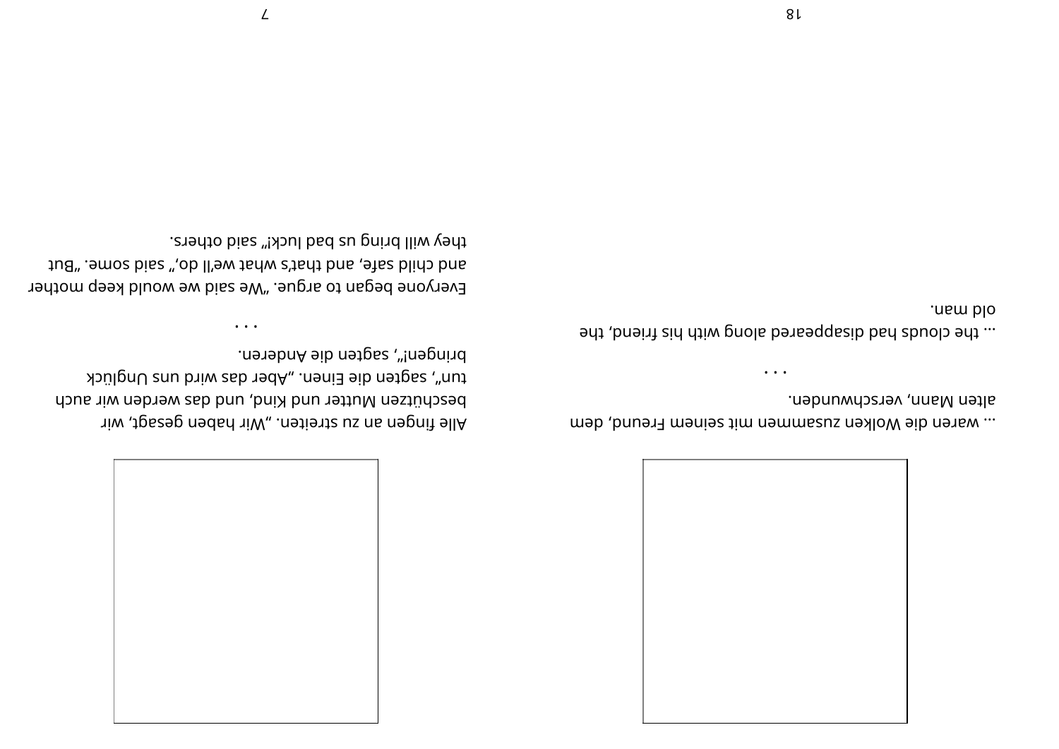... waren die Wolken zusammen mit seinem Freund, dem alten Mann, verschwunden.

. . .

... the clouds had disappeared along with his friend, the old man.

Alle fingen an zu streiten. „Wir haben gesagt, wir beschützen Mutter und Kind, und das werden wir auch tun“, sagten die Einen. „Aber das wird uns Unglück bringen!“, sagten die Anderen.

. . .

Everyone began to argue. “We said we would keep mother and child safe, and that’s what we’ll do,” said some. “But they will bring us bad luck!” said others.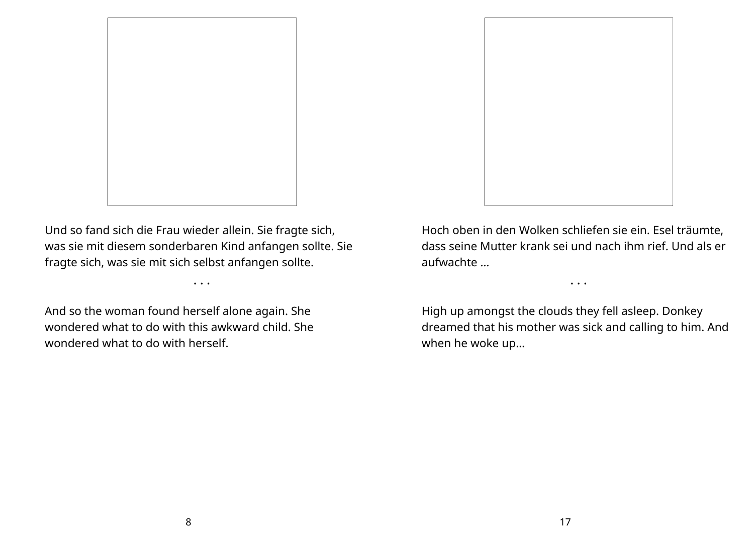Und so fand sich die Frau wieder allein. Sie fragte sich, was sie mit diesem sonderbaren Kind anfangen sollte. Sie fragte sich, was sie mit sich selbst anfangen sollte.

. . .

And so the woman found herself alone again. She wondered what to do with this awkward child. She wondered what to do with herself.

Hoch oben in den Wolken schliefen sie ein. Esel träumte, dass seine Mutter krank sei und nach ihm rief. Und als er aufwachte ...

. . .

High up amongst the clouds they fell asleep. Donkey dreamed that his mother was sick and calling to him. And when he woke up...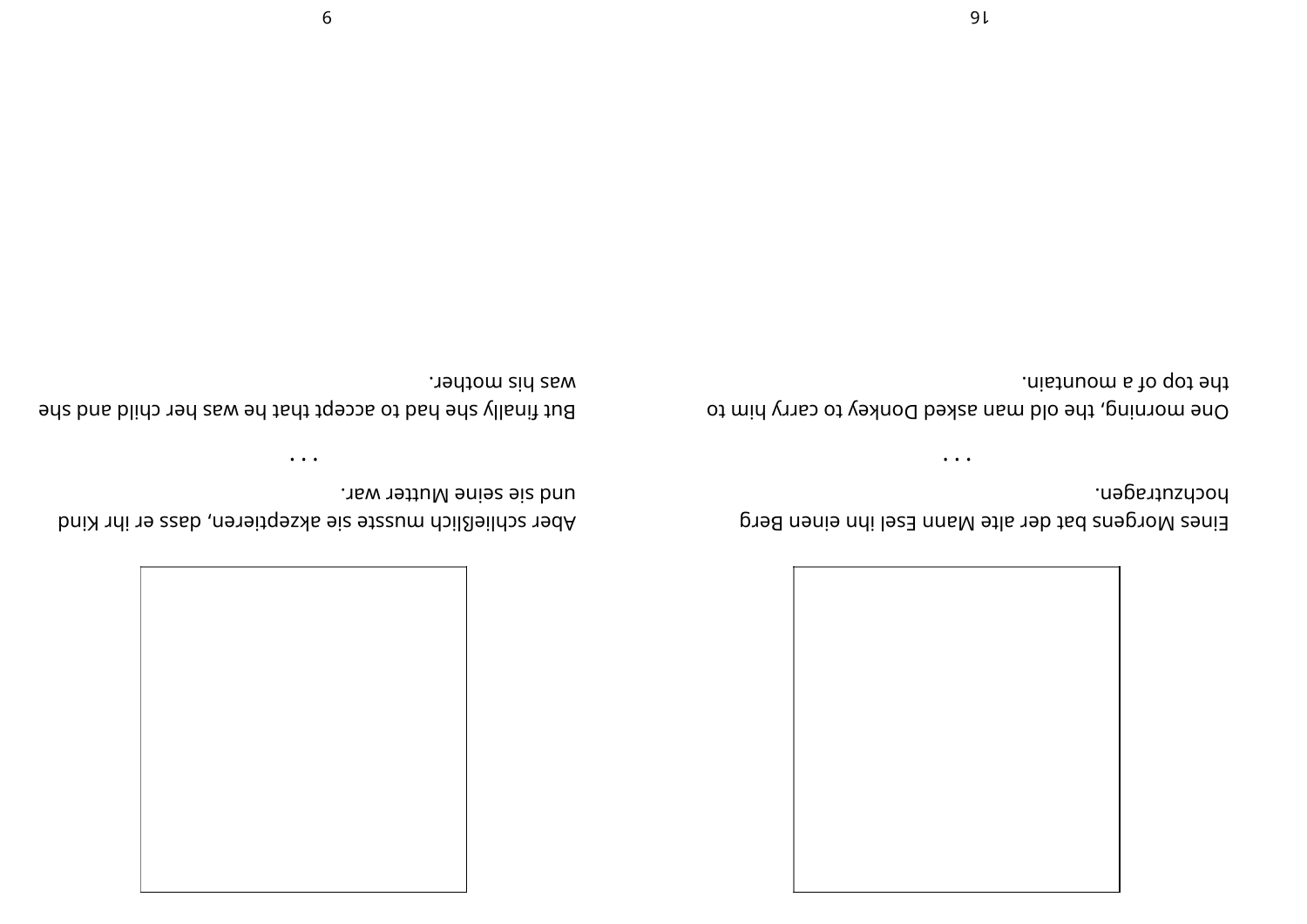Eines Morgens bat der alte Mann Esel ihn einen Berg hochzutragen.

. . .

One morning, the old man asked Donkey to carry him to the top of a mountain.

Aber schließlich musste sie akzeptieren, dass er ihr Kind und sie seine Mutter war.

. . .

But finally she had to accept that he was her child and she was his mother.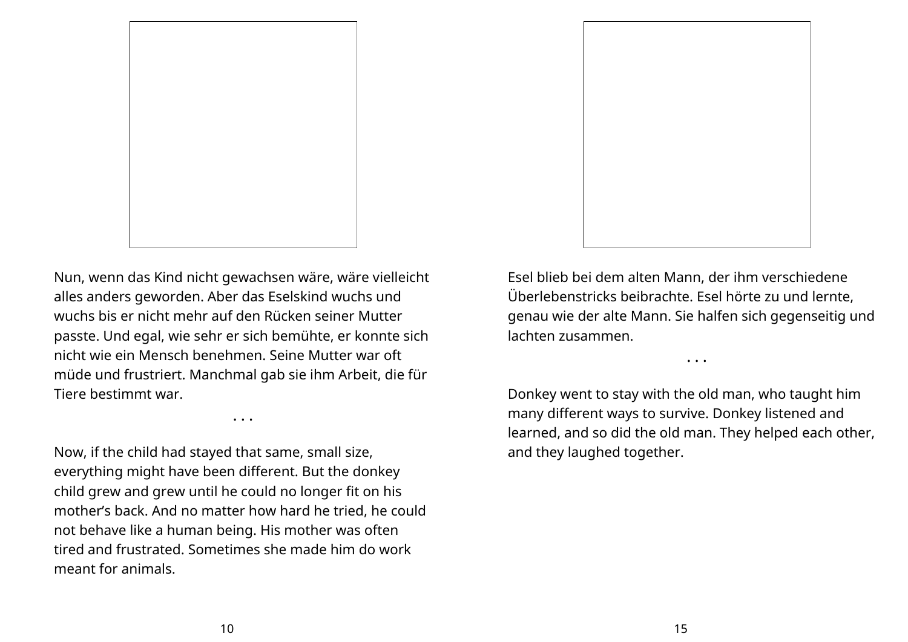Nun, wenn das Kind nicht gewachsen wäre, wäre vielleicht alles anders geworden. Aber das Eselskind wuchs und wuchs bis er nicht mehr auf den Rücken seiner Mutter passte. Und egal, wie sehr er sich bemühte, er konnte sich nicht wie ein Mensch benehmen. Seine Mutter war oft müde und frustriert. Manchmal gab sie ihm Arbeit, die für Tiere bestimmt war.

. . .

Now, if the child had stayed that same, small size, everything might have been different. But the donkey child grew and grew until he could no longer fit on his mother's back. And no matter how hard he tried, he could not behave like a human being. His mother was often tired and frustrated. Sometimes she made him do work meant for animals.

Esel blieb bei dem alten Mann, der ihm verschiedene Überlebenstricks beibrachte. Esel hörte zu und lernte, genau wie der alte Mann. Sie halfen sich gegenseitig und lachten zusammen.

. . .

Donkey went to stay with the old man, who taught him many different ways to survive. Donkey listened and learned, and so did the old man. They helped each other, and they laughed together.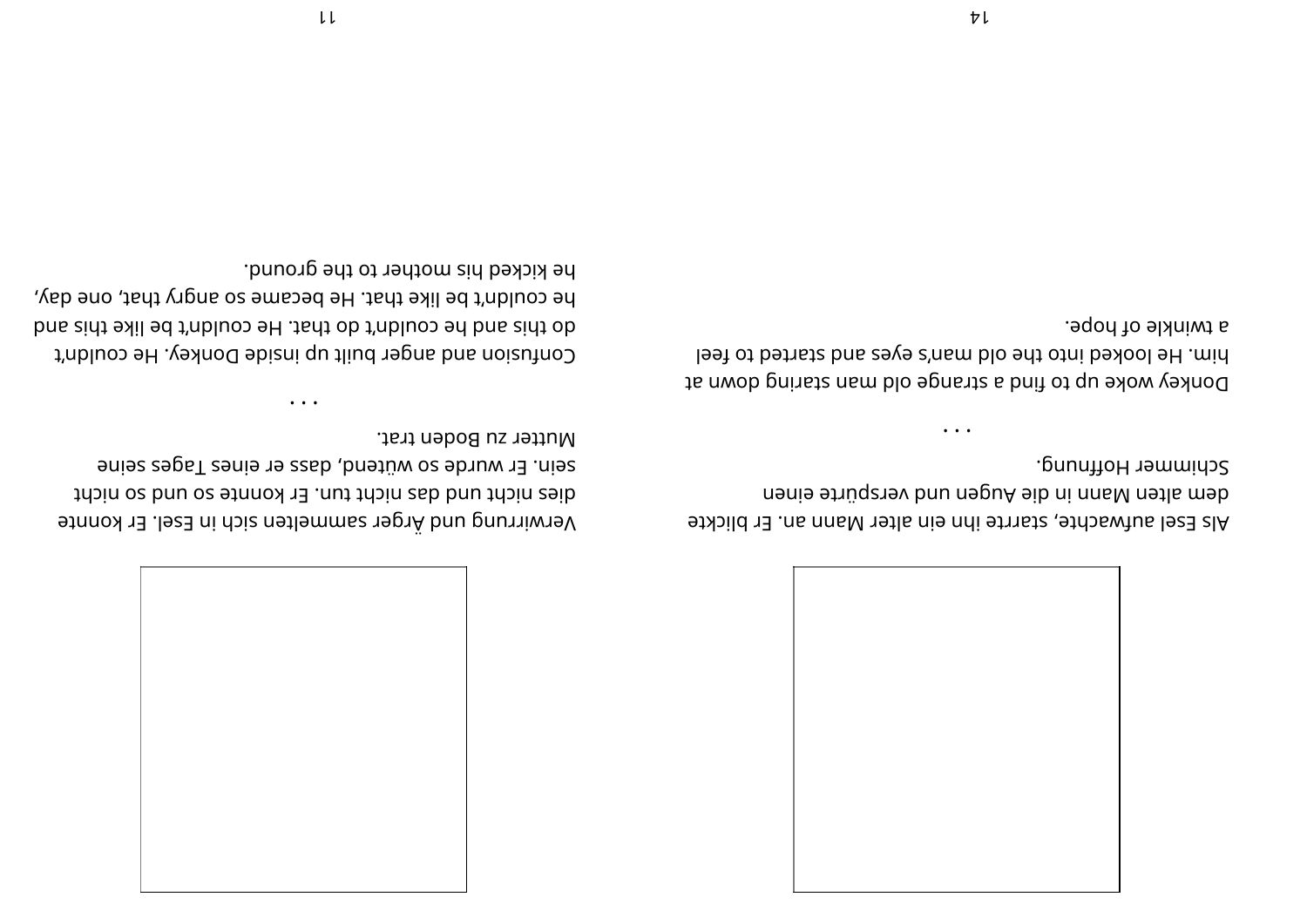Verwirrung und Ärger sammelten sich in Esel. Er konnte dies nicht und das nicht tun. Er konnte so und so nicht sein. Er wurde so wütend, dass er eines Tages seine Mutter zu Boden trat.

. . .

Confusion and anger built up inside Donkey. He couldn't do this and he couldn't do that. He couldn't be like this and he couldn't be like that. He became so angry that, one day, he kicked his mother to the ground.

Als Esel aufwachte, starrte ihn ein alter Mann an. Er blickte dem alten Mann in die Augen und verspürte einen Schimmer Hoffnung.

. . .

Donkey woke up to find a strange old man staring down at him. He looked into the old man's eyes and started to feel a twinkle of hope.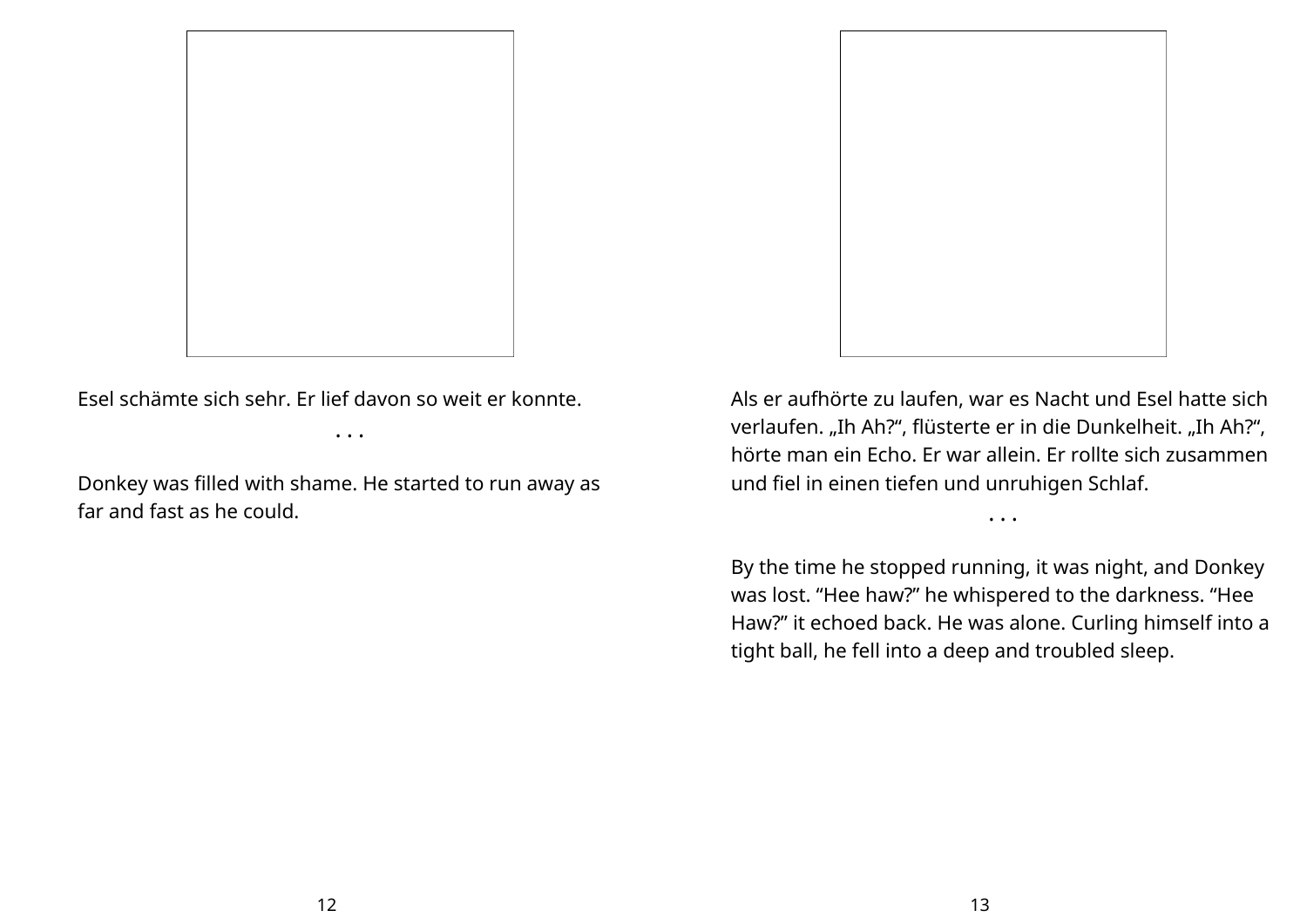Esel schämte sich sehr. Er lief davon so weit er konnte.

. . .

Donkey was filled with shame. He started to run away as far and fast as he could.

Als er aufhörte zu laufen, war es Nacht und Esel hatte sich verlaufen. „Ih Ah?“, flüsterte er in die Dunkelheit. „Ih Ah?“, hörte man ein Echo. Er war allein. Er rollte sich zusammen und fiel in einen tiefen und unruhigen Schlaf.

. . .

By the time he stopped running, it was night, and Donkey was lost. “Hee haw?” he whispered to the darkness. “Hee Haw?” it echoed back. He was alone. Curling himself into a tight ball, he fell into a deep and troubled sleep.